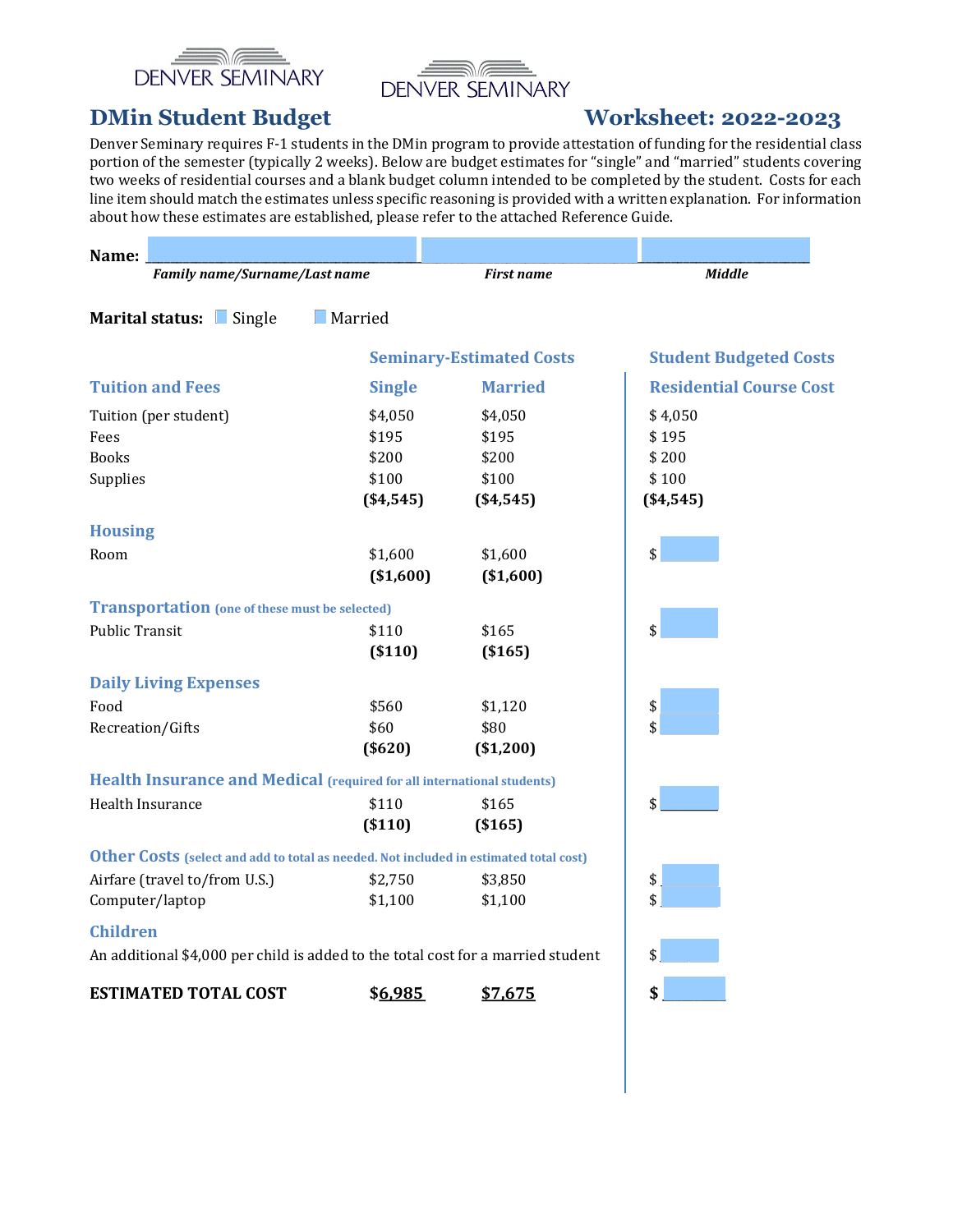DENVER SEMINARY DENVER SEMINARY

# DMin Student Budget Worksheet: 2022-2023

Denver Seminary requires F-1 students in the DMin program to provide attestation of funding for the residential class portion of the semester (typically 2 weeks). Below are budget estimates for "single" and "married" students covering two weeks of residential courses and a blank budget column intended to be completed by the student. Costs for each line item should match the estimates unless specific reasoning is provided with a written explanation. For information about how these estimates are established, please refer to the attached Reference Guide.

**Name:** ____________________ ____________________ ____________________

*Family name/Surname/Last name* *First name* *Middle*

**Marital status:** ☐ Single ☐ Married

| | Seminary-Estimated Costs | | Student Budgeted Costs |
|---|---|---|---|
| **Tuition and Fees** | **Single** | **Married** | **Residential Course Cost** |
| Tuition (per student) | $4,050 | $4,050 | $ 4,050 |
| Fees | $195 | $195 | $ 195 |
| Books | $200 | $200 | $ 200 |
| Supplies | $100 | $100 | $ 100 |
| | **($4,545)** | **($4,545)** | **($4,545)** |
| **Housing** | | | |
| Room | $1,600 | $1,600 | $ |
| | **($1,600)** | **($1,600)** | |
| **Transportation** (one of these must be selected) | | | |
| Public Transit | $110 | $165 | $ |
| | **($110)** | **($165)** | |
| **Daily Living Expenses** | | | |
| Food | $560 | $1,120 | $ |
| Recreation/Gifts | $60 | $80 | $ |
| | **($620)** | **($1,200)** | |
| **Health Insurance and Medical** (required for all international students) | | | |
| Health Insurance | $110 | $165 | $ |
| | **($110)** | **($165)** | |
| **Other Costs** (select and add to total as needed. Not included in estimated total cost) | | | |
| Airfare (travel to/from U.S.) | $2,750 | $3,850 | $ |
| Computer/laptop | $1,100 | $1,100 | $ |
| **Children** | | | |
| An additional $4,000 per child is added to the total cost for a married student | | | $ |
| **ESTIMATED TOTAL COST** | **$6,985** | **$7,675** | **$** |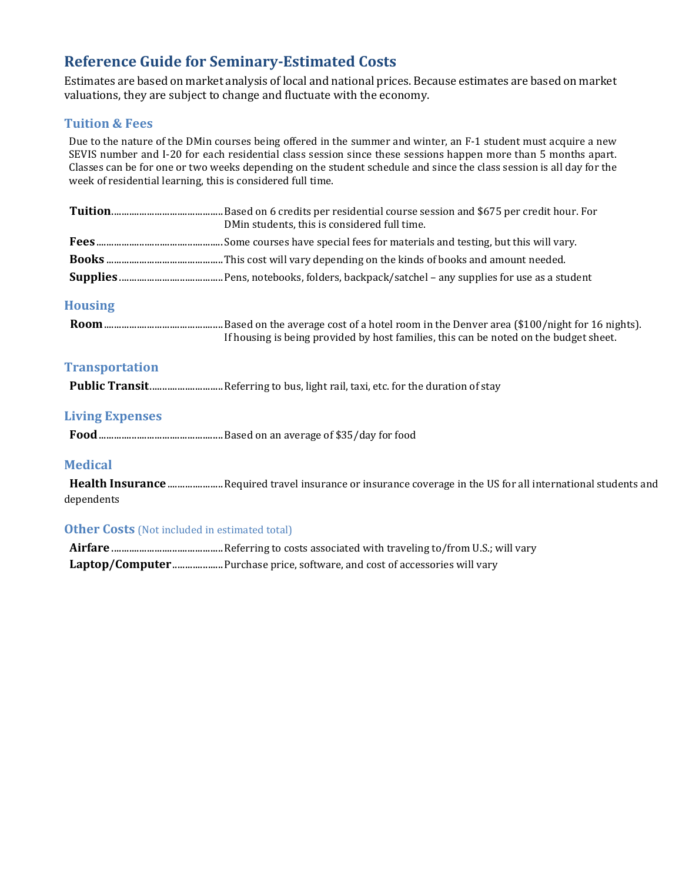## Reference Guide for Seminary-Estimated Costs

Estimates are based on market analysis of local and national prices. Because estimates are based on market valuations, they are subject to change and fluctuate with the economy.

### Tuition & Fees

Due to the nature of the DMin courses being offered in the summer and winter, an F-1 student must acquire a new SEVIS number and I-20 for each residential class session since these sessions happen more than 5 months apart. Classes can be for one or two weeks depending on the student schedule and since the class session is all day for the week of residential learning, this is considered full time.

**Tuition**............................................Based on 6 credits per residential course session and $675 per credit hour. For DMin students, this is considered full time.

**Fees**..................................................Some courses have special fees for materials and testing, but this will vary.

**Books**..............................................This cost will vary depending on the kinds of books and amount needed.

**Supplies**..........................................Pens, notebooks, folders, backpack/satchel – any supplies for use as a student

### Housing

**Room**...............................................Based on the average cost of a hotel room in the Denver area ($100/night for 16 nights). If housing is being provided by host families, this can be noted on the budget sheet.

### Transportation

**Public Transit**.............................Referring to bus, light rail, taxi, etc. for the duration of stay

### Living Expenses

**Food**.................................................Based on an average of $35/day for food

### Medical

**Health Insurance**......................Required travel insurance or insurance coverage in the US for all international students and dependents

### Other Costs (Not included in estimated total)

**Airfare**............................................Referring to costs associated with traveling to/from U.S.; will vary

**Laptop/Computer**....................Purchase price, software, and cost of accessories will vary